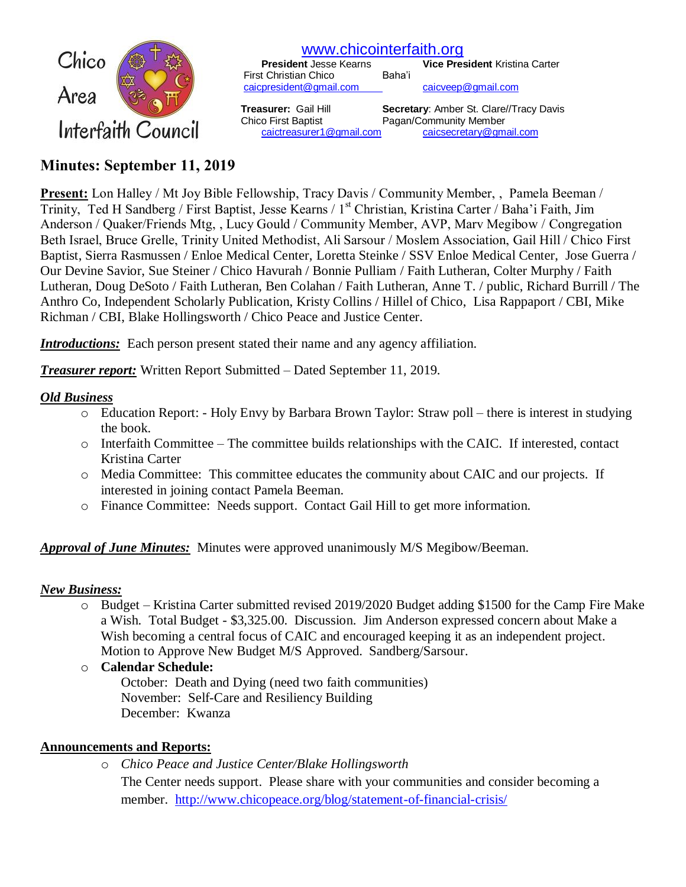Chico Area Interfaith Council

www.chicointerfaith.org

**President** Jesse Kearns
First Christian Chico
caicpresident@gmail.com

**Vice President** Kristina Carter
Baha'i
caicveep@gmail.com

**Treasurer:** Gail Hill
Chico First Baptist
caictreasurer1@gmail.com

**Secretary**: Amber St. Clare//Tracy Davis
Pagan/Community Member
caicsecretary@gmail.com

## Minutes: September 11, 2019

**Present:** Lon Halley / Mt Joy Bible Fellowship, Tracy Davis / Community Member, , Pamela Beeman / Trinity, Ted H Sandberg / First Baptist, Jesse Kearns / 1st Christian, Kristina Carter / Baha'i Faith, Jim Anderson / Quaker/Friends Mtg, , Lucy Gould / Community Member, AVP, Marv Megibow / Congregation Beth Israel, Bruce Grelle, Trinity United Methodist, Ali Sarsour / Moslem Association, Gail Hill / Chico First Baptist, Sierra Rasmussen / Enloe Medical Center, Loretta Steinke / SSV Enloe Medical Center, Jose Guerra / Our Devine Savior, Sue Steiner / Chico Havurah / Bonnie Pulliam / Faith Lutheran, Colter Murphy / Faith Lutheran, Doug DeSoto / Faith Lutheran, Ben Colahan / Faith Lutheran, Anne T. / public, Richard Burrill / The Anthro Co, Independent Scholarly Publication, Kristy Collins / Hillel of Chico, Lisa Rappaport / CBI, Mike Richman / CBI, Blake Hollingsworth / Chico Peace and Justice Center.

***Introductions:*** Each person present stated their name and any agency affiliation.

***Treasurer report:*** Written Report Submitted – Dated September 11, 2019.

***Old Business***

- Education Report: - Holy Envy by Barbara Brown Taylor: Straw poll – there is interest in studying the book.
- Interfaith Committee – The committee builds relationships with the CAIC. If interested, contact Kristina Carter
- Media Committee: This committee educates the community about CAIC and our projects. If interested in joining contact Pamela Beeman.
- Finance Committee: Needs support. Contact Gail Hill to get more information.

***Approval of June Minutes:*** Minutes were approved unanimously M/S Megibow/Beeman.

***New Business:***

- Budget – Kristina Carter submitted revised 2019/2020 Budget adding $1500 for the Camp Fire Make a Wish. Total Budget - $3,325.00. Discussion. Jim Anderson expressed concern about Make a Wish becoming a central focus of CAIC and encouraged keeping it as an independent project. Motion to Approve New Budget M/S Approved. Sandberg/Sarsour.
- **Calendar Schedule:**
  October: Death and Dying (need two faith communities)
  November: Self-Care and Resiliency Building
  December: Kwanza

**Announcements and Reports:**

- *Chico Peace and Justice Center/Blake Hollingsworth*
  The Center needs support. Please share with your communities and consider becoming a member. http://www.chicopeace.org/blog/statement-of-financial-crisis/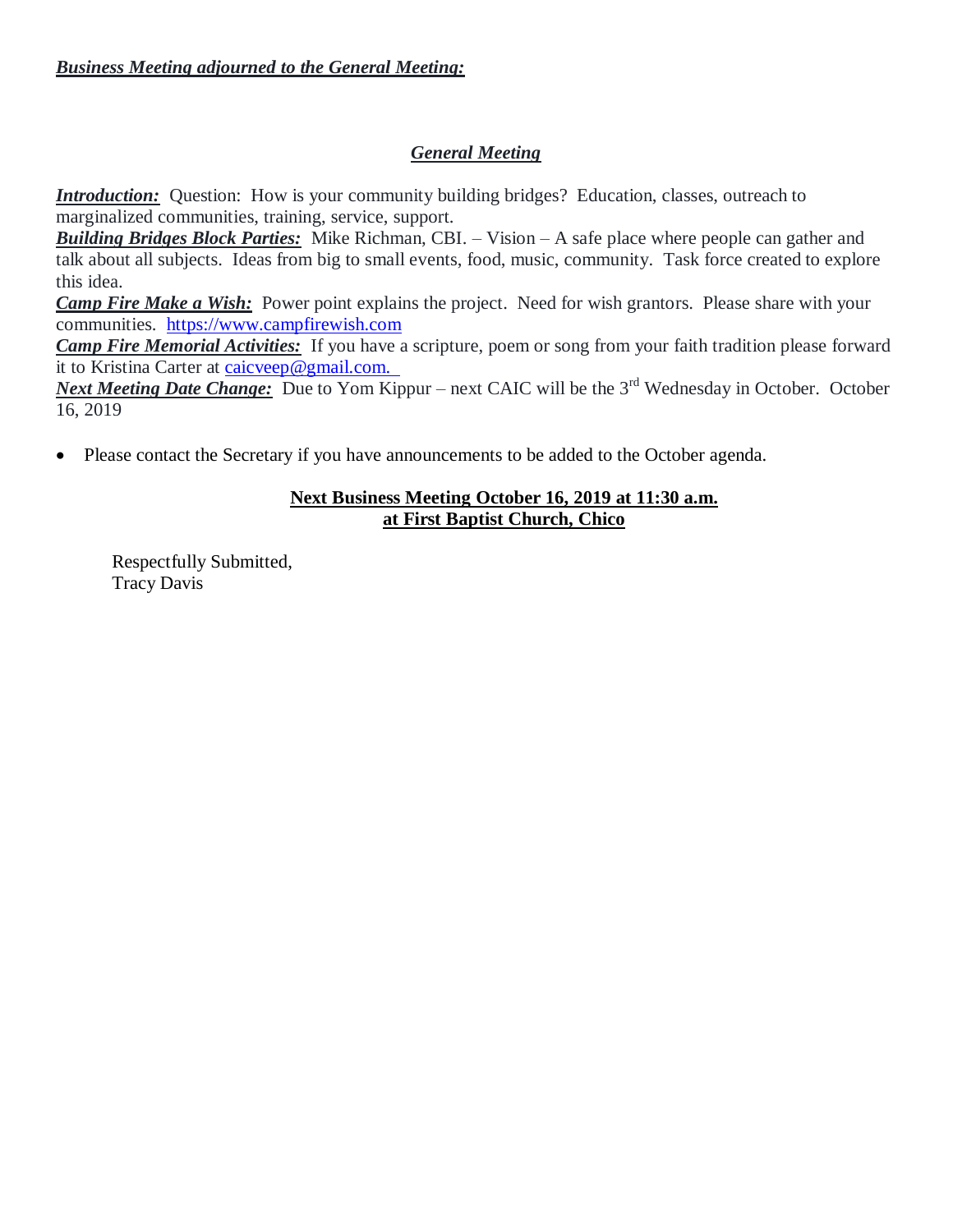***Business Meeting adjourned to the General Meeting:***

## ***General Meeting***

***Introduction:*** Question: How is your community building bridges? Education, classes, outreach to marginalized communities, training, service, support.

***Building Bridges Block Parties:*** Mike Richman, CBI. – Vision – A safe place where people can gather and talk about all subjects. Ideas from big to small events, food, music, community. Task force created to explore this idea.

***Camp Fire Make a Wish:*** Power point explains the project. Need for wish grantors. Please share with your communities. https://www.campfirewish.com

***Camp Fire Memorial Activities:*** If you have a scripture, poem or song from your faith tradition please forward it to Kristina Carter at caicveep@gmail.com.

***Next Meeting Date Change:*** Due to Yom Kippur – next CAIC will be the 3rd Wednesday in October. October 16, 2019

- Please contact the Secretary if you have announcements to be added to the October agenda.

**Next Business Meeting October 16, 2019 at 11:30 a.m.**
**at First Baptist Church, Chico**

Respectfully Submitted,
Tracy Davis